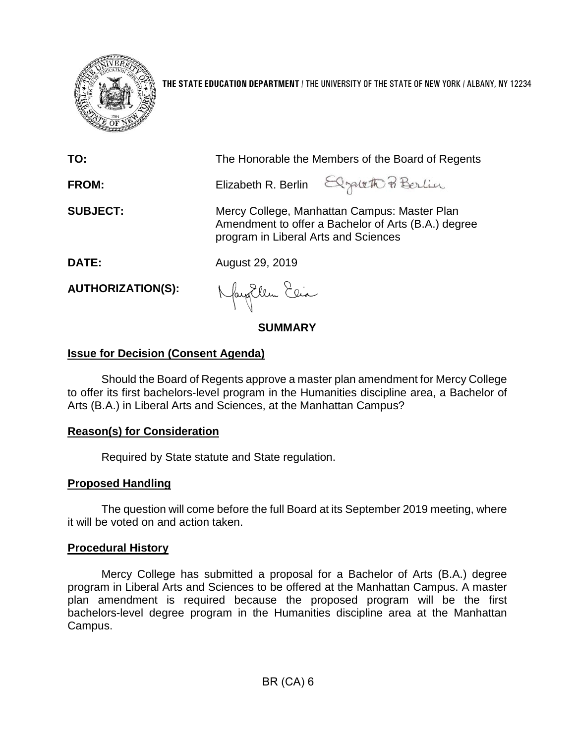THE STATE EDUCATION DEPARTMENT / THE UNIVERSITY OF THE STATE OF NEW YORK / ALBANY, NY 12234

**TO:** The Honorable the Members of the Board of Regents

**FROM:** Elizabeth R. Berlin

**SUBJECT:** Mercy College, Manhattan Campus: Master Plan Amendment to offer a Bachelor of Arts (B.A.) degree program in Liberal Arts and Sciences

**DATE:** August 29, 2019

**AUTHORIZATION(S):**

## SUMMARY

### Issue for Decision (Consent Agenda)

Should the Board of Regents approve a master plan amendment for Mercy College to offer its first bachelors-level program in the Humanities discipline area, a Bachelor of Arts (B.A.) in Liberal Arts and Sciences, at the Manhattan Campus?

### Reason(s) for Consideration

Required by State statute and State regulation.

### Proposed Handling

The question will come before the full Board at its September 2019 meeting, where it will be voted on and action taken.

### Procedural History

Mercy College has submitted a proposal for a Bachelor of Arts (B.A.) degree program in Liberal Arts and Sciences to be offered at the Manhattan Campus. A master plan amendment is required because the proposed program will be the first bachelors-level degree program in the Humanities discipline area at the Manhattan Campus.

BR (CA) 6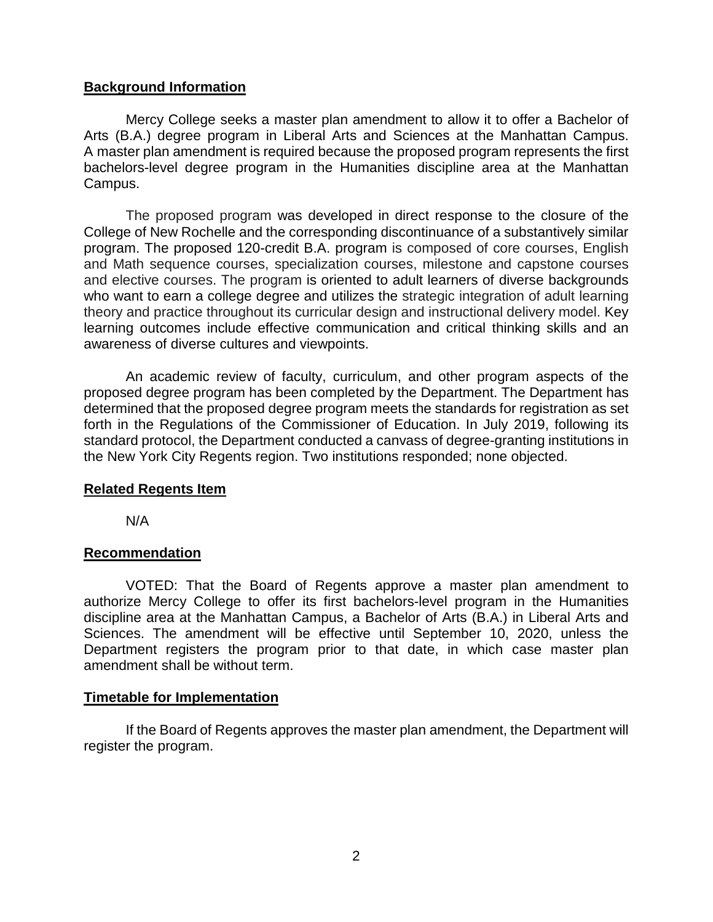## Background Information

Mercy College seeks a master plan amendment to allow it to offer a Bachelor of Arts (B.A.) degree program in Liberal Arts and Sciences at the Manhattan Campus. A master plan amendment is required because the proposed program represents the first bachelors-level degree program in the Humanities discipline area at the Manhattan Campus.

The proposed program was developed in direct response to the closure of the College of New Rochelle and the corresponding discontinuance of a substantively similar program. The proposed 120-credit B.A. program is composed of core courses, English and Math sequence courses, specialization courses, milestone and capstone courses and elective courses. The program is oriented to adult learners of diverse backgrounds who want to earn a college degree and utilizes the strategic integration of adult learning theory and practice throughout its curricular design and instructional delivery model. Key learning outcomes include effective communication and critical thinking skills and an awareness of diverse cultures and viewpoints.

An academic review of faculty, curriculum, and other program aspects of the proposed degree program has been completed by the Department. The Department has determined that the proposed degree program meets the standards for registration as set forth in the Regulations of the Commissioner of Education. In July 2019, following its standard protocol, the Department conducted a canvass of degree-granting institutions in the New York City Regents region. Two institutions responded; none objected.

## Related Regents Item

N/A

## Recommendation

VOTED: That the Board of Regents approve a master plan amendment to authorize Mercy College to offer its first bachelors-level program in the Humanities discipline area at the Manhattan Campus, a Bachelor of Arts (B.A.) in Liberal Arts and Sciences. The amendment will be effective until September 10, 2020, unless the Department registers the program prior to that date, in which case master plan amendment shall be without term.

## Timetable for Implementation

If the Board of Regents approves the master plan amendment, the Department will register the program.